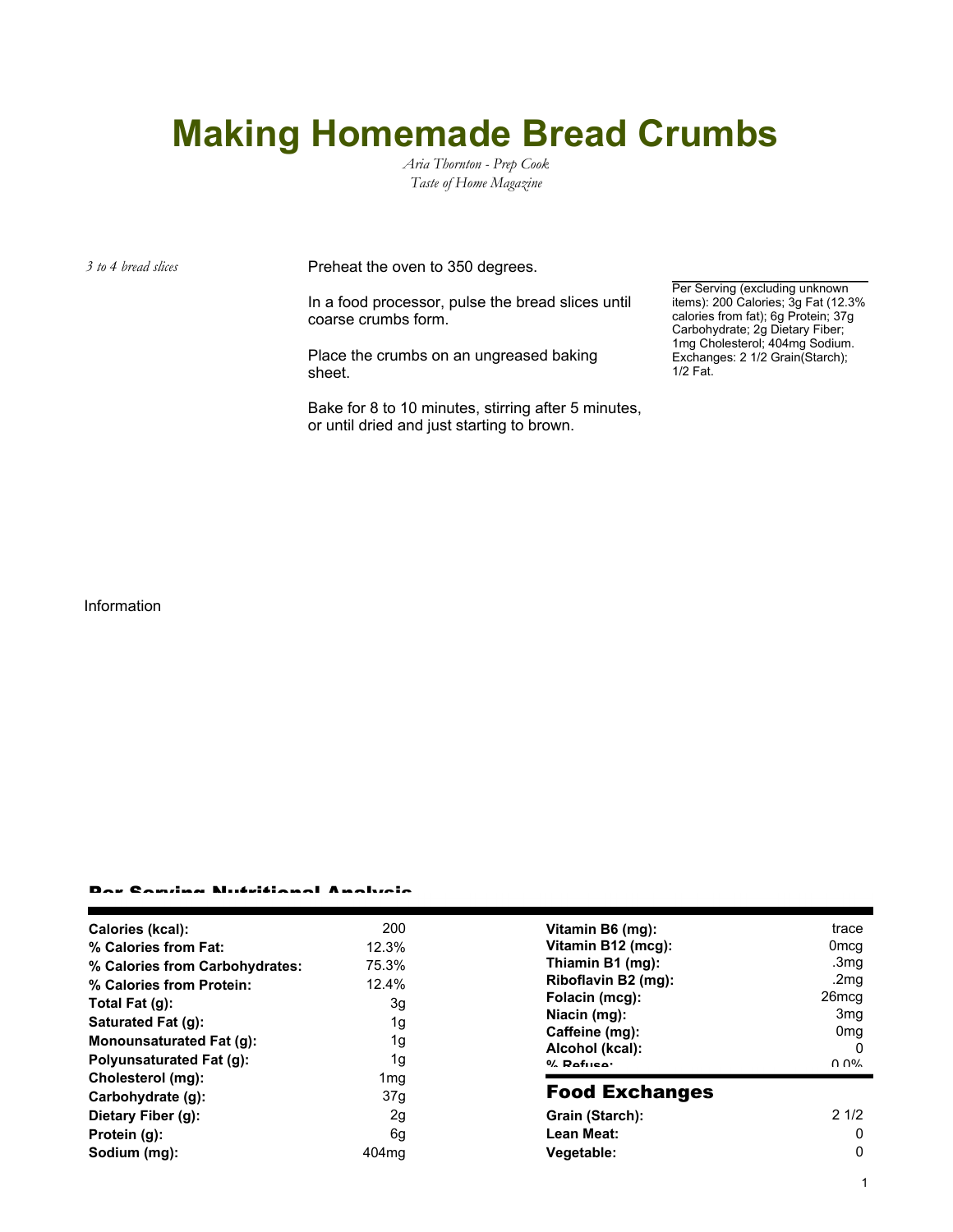# Making Homemade Bread Crumbs

*Aria Thornton - Prep Cook*
*Taste of Home Magazine*

*3 to 4 bread slices*

Preheat the oven to 350 degrees.

In a food processor, pulse the bread slices until coarse crumbs form.

Place the crumbs on an ungreased baking sheet.

Bake for 8 to 10 minutes, stirring after 5 minutes, or until dried and just starting to brown.

Per Serving (excluding unknown items): 200 Calories; 3g Fat (12.3% calories from fat); 6g Protein; 37g Carbohydrate; 2g Dietary Fiber; 1mg Cholesterol; 404mg Sodium. Exchanges: 2 1/2 Grain(Starch); 1/2 Fat.

Information

## Per Serving Nutritional Analysis

| | |
|---|---|
| **Calories (kcal):** | 200 |
| **% Calories from Fat:** | 12.3% |
| **% Calories from Carbohydrates:** | 75.3% |
| **% Calories from Protein:** | 12.4% |
| **Total Fat (g):** | 3g |
| **Saturated Fat (g):** | 1g |
| **Monounsaturated Fat (g):** | 1g |
| **Polyunsaturated Fat (g):** | 1g |
| **Cholesterol (mg):** | 1mg |
| **Carbohydrate (g):** | 37g |
| **Dietary Fiber (g):** | 2g |
| **Protein (g):** | 6g |
| **Sodium (mg):** | 404mg |
| **Vitamin B6 (mg):** | trace |
| **Vitamin B12 (mcg):** | 0mcg |
| **Thiamin B1 (mg):** | .3mg |
| **Riboflavin B2 (mg):** | .2mg |
| **Folacin (mcg):** | 26mcg |
| **Niacin (mg):** | 3mg |
| **Caffeine (mg):** | 0mg |
| **Alcohol (kcal):** | 0 |
| **% Refuse:** | 0.0% |

## Food Exchanges

| | |
|---|---|
| **Grain (Starch):** | 2 1/2 |
| **Lean Meat:** | 0 |
| **Vegetable:** | 0 |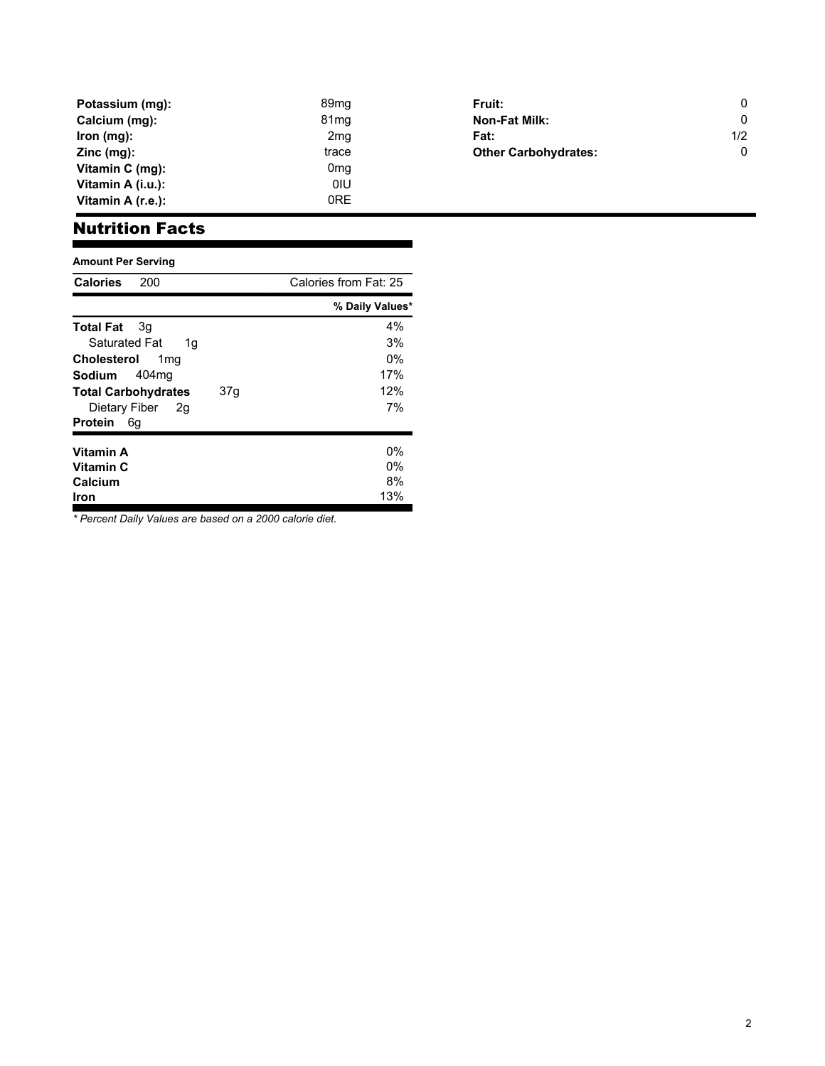| | |
|---|---|
| **Potassium (mg):** | 89mg |
| **Calcium (mg):** | 81mg |
| **Iron (mg):** | 2mg |
| **Zinc (mg):** | trace |
| **Vitamin C (mg):** | 0mg |
| **Vitamin A (i.u.):** | 0IU |
| **Vitamin A (r.e.):** | 0RE |

| | |
|---|---|
| **Fruit:** | 0 |
| **Non-Fat Milk:** | 0 |
| **Fat:** | 1/2 |
| **Other Carbohydrates:** | 0 |

## Nutrition Facts

**Amount Per Serving**

| | |
|---|---|
| **Calories** 200 | Calories from Fat: 25 |
| | **% Daily Values*** |
| **Total Fat** 3g | 4% |
| Saturated Fat 1g | 3% |
| **Cholesterol** 1mg | 0% |
| **Sodium** 404mg | 17% |
| **Total Carbohydrates** 37g | 12% |
| Dietary Fiber 2g | 7% |
| **Protein** 6g | |
| **Vitamin A** | 0% |
| **Vitamin C** | 0% |
| **Calcium** | 8% |
| **Iron** | 13% |

*\* Percent Daily Values are based on a 2000 calorie diet.*